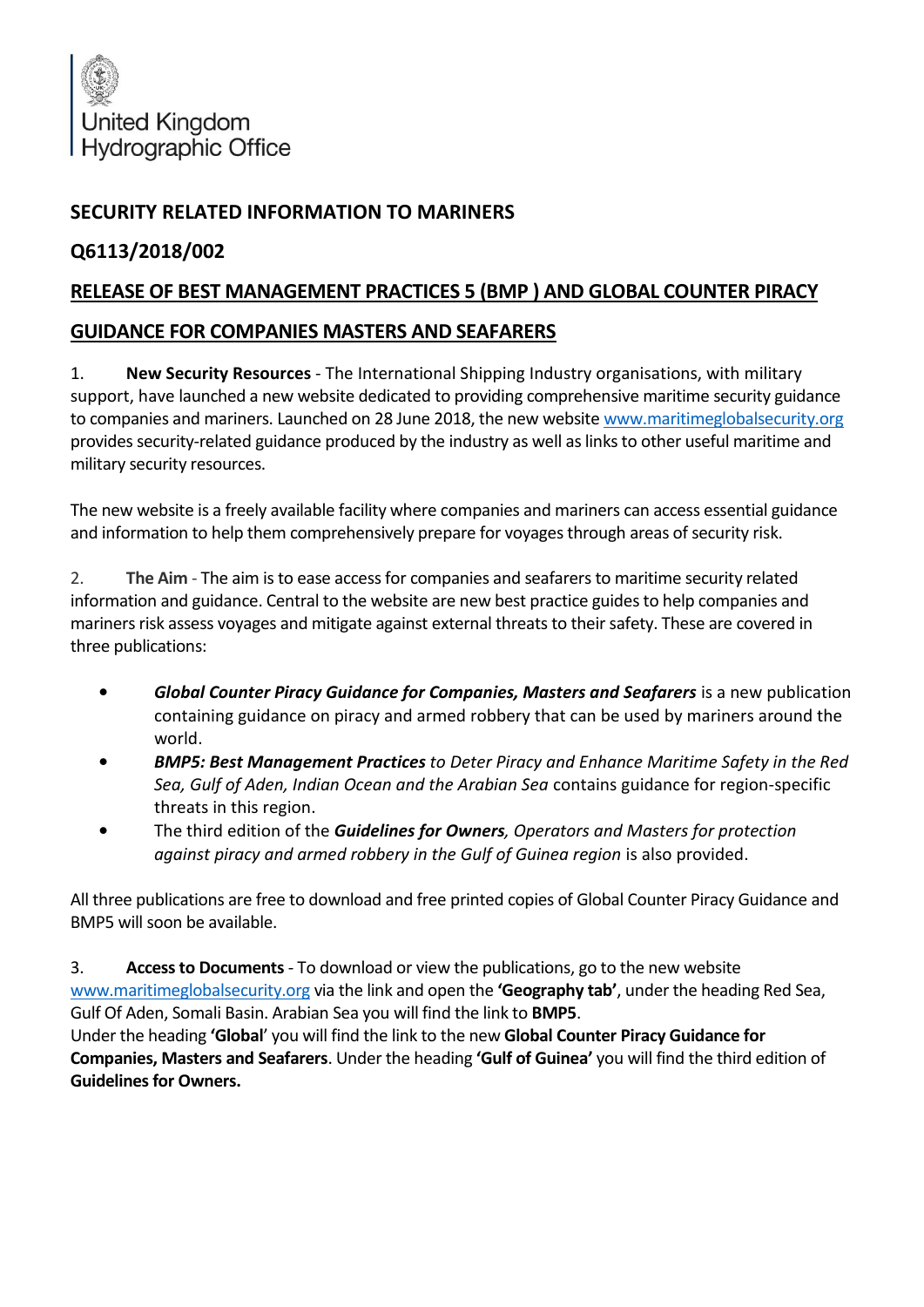United Kingdom
Hydrographic Office

## SECURITY RELATED INFORMATION TO MARINERS

## Q6113/2018/002

## RELEASE OF BEST MANAGEMENT PRACTICES 5 (BMP ) AND GLOBAL COUNTER PIRACY GUIDANCE FOR COMPANIES MASTERS AND SEAFARERS

1. **New Security Resources** - The International Shipping Industry organisations, with military support, have launched a new website dedicated to providing comprehensive maritime security guidance to companies and mariners. Launched on 28 June 2018, the new website www.maritimeglobalsecurity.org provides security-related guidance produced by the industry as well as links to other useful maritime and military security resources.

The new website is a freely available facility where companies and mariners can access essential guidance and information to help them comprehensively prepare for voyages through areas of security risk.

2. **The Aim** - The aim is to ease access for companies and seafarers to maritime security related information and guidance. Central to the website are new best practice guides to help companies and mariners risk assess voyages and mitigate against external threats to their safety. These are covered in three publications:

- ***Global Counter Piracy Guidance for Companies, Masters and Seafarers*** is a new publication containing guidance on piracy and armed robbery that can be used by mariners around the world.
- ***BMP5: Best Management Practices*** *to Deter Piracy and Enhance Maritime Safety in the Red Sea, Gulf of Aden, Indian Ocean and the Arabian Sea* contains guidance for region-specific threats in this region.
- The third edition of the ***Guidelines for Owners****, Operators and Masters for protection against piracy and armed robbery in the Gulf of Guinea region* is also provided.

All three publications are free to download and free printed copies of Global Counter Piracy Guidance and BMP5 will soon be available.

3. **Access to Documents** - To download or view the publications, go to the new website www.maritimeglobalsecurity.org via the link and open the **'Geography tab'**, under the heading Red Sea, Gulf Of Aden, Somali Basin. Arabian Sea you will find the link to **BMP5**.
Under the heading **'Global**' you will find the link to the new **Global Counter Piracy Guidance for Companies, Masters and Seafarers**. Under the heading **'Gulf of Guinea'** you will find the third edition of **Guidelines for Owners.**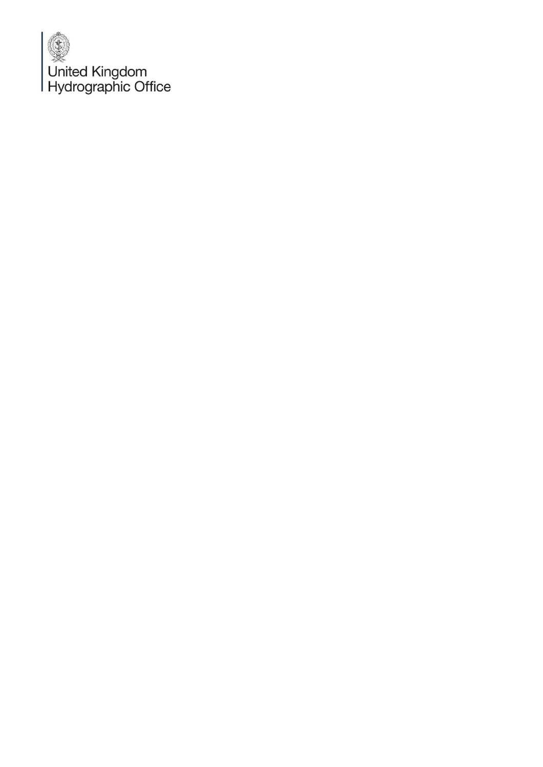United Kingdom
Hydrographic Office